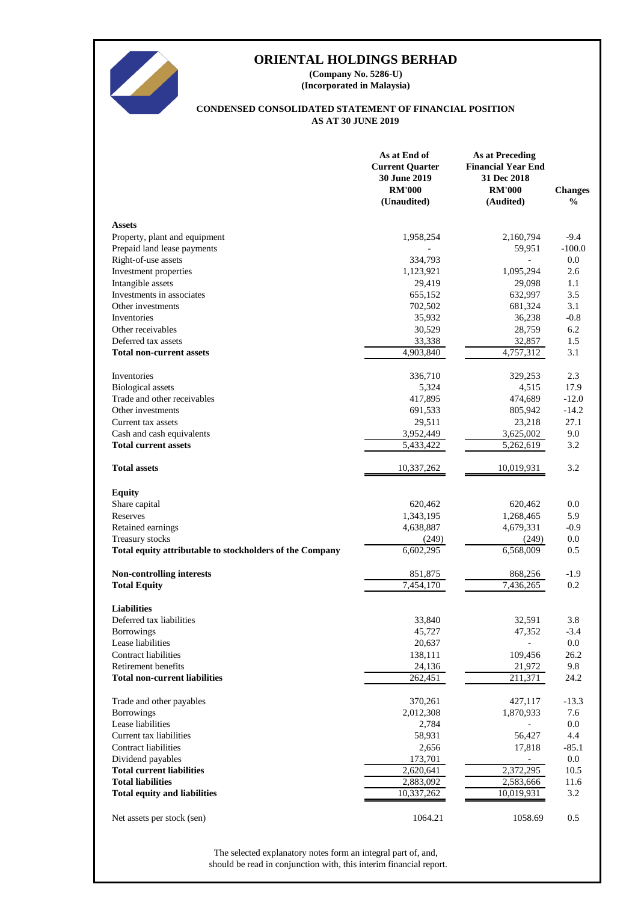# ORIENTAL HOLDINGS BERHAD

**(Company No. 5286-U)**
**(Incorporated in Malaysia)**

**CONDENSED CONSOLIDATED STATEMENT OF FINANCIAL POSITION**
**AS AT 30 JUNE 2019**

| | As at End of Current Quarter 30 June 2019 RM'000 (Unaudited) | As at Preceding Financial Year End 31 Dec 2018 RM'000 (Audited) | Changes % |
|---|---|---|---|
| **Assets** | | | |
| Property, plant and equipment | 1,958,254 | 2,160,794 | -9.4 |
| Prepaid land lease payments | - | 59,951 | -100.0 |
| Right-of-use assets | 334,793 | - | 0.0 |
| Investment properties | 1,123,921 | 1,095,294 | 2.6 |
| Intangible assets | 29,419 | 29,098 | 1.1 |
| Investments in associates | 655,152 | 632,997 | 3.5 |
| Other investments | 702,502 | 681,324 | 3.1 |
| Inventories | 35,932 | 36,238 | -0.8 |
| Other receivables | 30,529 | 28,759 | 6.2 |
| Deferred tax assets | 33,338 | 32,857 | 1.5 |
| **Total non-current assets** | 4,903,840 | 4,757,312 | 3.1 |
| | | | |
| Inventories | 336,710 | 329,253 | 2.3 |
| Biological assets | 5,324 | 4,515 | 17.9 |
| Trade and other receivables | 417,895 | 474,689 | -12.0 |
| Other investments | 691,533 | 805,942 | -14.2 |
| Current tax assets | 29,511 | 23,218 | 27.1 |
| Cash and cash equivalents | 3,952,449 | 3,625,002 | 9.0 |
| **Total current assets** | 5,433,422 | 5,262,619 | 3.2 |
| | | | |
| **Total assets** | 10,337,262 | 10,019,931 | 3.2 |
| | | | |
| **Equity** | | | |
| Share capital | 620,462 | 620,462 | 0.0 |
| Reserves | 1,343,195 | 1,268,465 | 5.9 |
| Retained earnings | 4,638,887 | 4,679,331 | -0.9 |
| Treasury stocks | (249) | (249) | 0.0 |
| **Total equity attributable to stockholders of the Company** | 6,602,295 | 6,568,009 | 0.5 |
| | | | |
| **Non-controlling interests** | 851,875 | 868,256 | -1.9 |
| **Total Equity** | 7,454,170 | 7,436,265 | 0.2 |
| | | | |
| **Liabilities** | | | |
| Deferred tax liabilities | 33,840 | 32,591 | 3.8 |
| Borrowings | 45,727 | 47,352 | -3.4 |
| Lease liabilities | 20,637 | - | 0.0 |
| Contract liabilities | 138,111 | 109,456 | 26.2 |
| Retirement benefits | 24,136 | 21,972 | 9.8 |
| **Total non-current liabilities** | 262,451 | 211,371 | 24.2 |
| | | | |
| Trade and other payables | 370,261 | 427,117 | -13.3 |
| Borrowings | 2,012,308 | 1,870,933 | 7.6 |
| Lease liabilities | 2,784 | - | 0.0 |
| Current tax liabilities | 58,931 | 56,427 | 4.4 |
| Contract liabilities | 2,656 | 17,818 | -85.1 |
| Dividend payables | 173,701 | - | 0.0 |
| **Total current liabilities** | 2,620,641 | 2,372,295 | 10.5 |
| **Total liabilities** | 2,883,092 | 2,583,666 | 11.6 |
| **Total equity and liabilities** | 10,337,262 | 10,019,931 | 3.2 |
| | | | |
| Net assets per stock (sen) | 1064.21 | 1058.69 | 0.5 |

The selected explanatory notes form an integral part of, and, should be read in conjunction with, this interim financial report.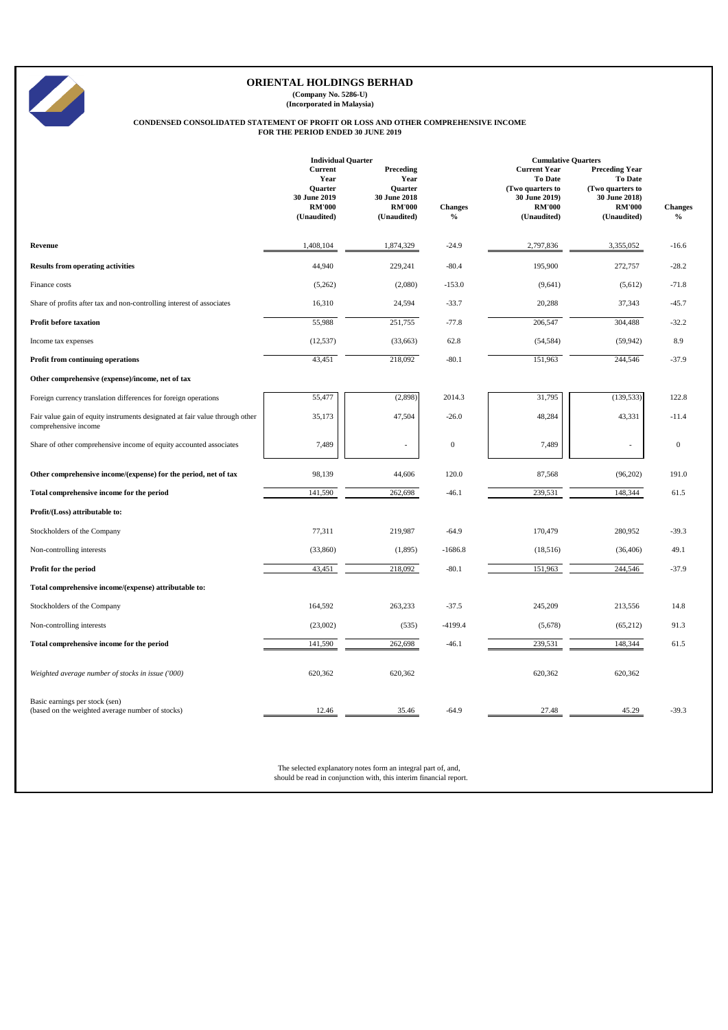# ORIENTAL HOLDINGS BERHAD

**(Company No. 5286-U)**
**(Incorporated in Malaysia)**

**CONDENSED CONSOLIDATED STATEMENT OF PROFIT OR LOSS AND OTHER COMPREHENSIVE INCOME**
**FOR THE PERIOD ENDED 30 JUNE 2019**

| | Individual Quarter | | | Cumulative Quarters | | |
|---|---|---|---|---|---|---|
| | Current Year Quarter 30 June 2019 RM'000 (Unaudited) | Preceding Year Quarter 30 June 2018 RM'000 (Unaudited) | Changes % | Current Year To Date (Two quarters to 30 June 2019) RM'000 (Unaudited) | Preceding Year To Date (Two quarters to 30 June 2018) RM'000 (Unaudited) | Changes % |
| **Revenue** | 1,408,104 | 1,874,329 | -24.9 | 2,797,836 | 3,355,052 | -16.6 |
| **Results from operating activities** | 44,940 | 229,241 | -80.4 | 195,900 | 272,757 | -28.2 |
| Finance costs | (5,262) | (2,080) | -153.0 | (9,641) | (5,612) | -71.8 |
| Share of profits after tax and non-controlling interest of associates | 16,310 | 24,594 | -33.7 | 20,288 | 37,343 | -45.7 |
| **Profit before taxation** | 55,988 | 251,755 | -77.8 | 206,547 | 304,488 | -32.2 |
| Income tax expenses | (12,537) | (33,663) | 62.8 | (54,584) | (59,942) | 8.9 |
| **Profit from continuing operations** | 43,451 | 218,092 | -80.1 | 151,963 | 244,546 | -37.9 |
| **Other comprehensive (expense)/income, net of tax** | | | | | | |
| Foreign currency translation differences for foreign operations | 55,477 | (2,898) | 2014.3 | 31,795 | (139,533) | 122.8 |
| Fair value gain of equity instruments designated at fair value through other comprehensive income | 35,173 | 47,504 | -26.0 | 48,284 | 43,331 | -11.4 |
| Share of other comprehensive income of equity accounted associates | 7,489 | - | 0 | 7,489 | - | 0 |
| **Other comprehensive income/(expense) for the period, net of tax** | 98,139 | 44,606 | 120.0 | 87,568 | (96,202) | 191.0 |
| **Total comprehensive income for the period** | 141,590 | 262,698 | -46.1 | 239,531 | 148,344 | 61.5 |
| **Profit/(Loss) attributable to:** | | | | | | |
| Stockholders of the Company | 77,311 | 219,987 | -64.9 | 170,479 | 280,952 | -39.3 |
| Non-controlling interests | (33,860) | (1,895) | -1686.8 | (18,516) | (36,406) | 49.1 |
| **Profit for the period** | 43,451 | 218,092 | -80.1 | 151,963 | 244,546 | -37.9 |
| **Total comprehensive income/(expense) attributable to:** | | | | | | |
| Stockholders of the Company | 164,592 | 263,233 | -37.5 | 245,209 | 213,556 | 14.8 |
| Non-controlling interests | (23,002) | (535) | -4199.4 | (5,678) | (65,212) | 91.3 |
| **Total comprehensive income for the period** | 141,590 | 262,698 | -46.1 | 239,531 | 148,344 | 61.5 |
| *Weighted average number of stocks in issue ('000)* | 620,362 | 620,362 | | 620,362 | 620,362 | |
| Basic earnings per stock (sen) (based on the weighted average number of stocks) | 12.46 | 35.46 | -64.9 | 27.48 | 45.29 | -39.3 |

The selected explanatory notes form an integral part of, and, should be read in conjunction with, this interim financial report.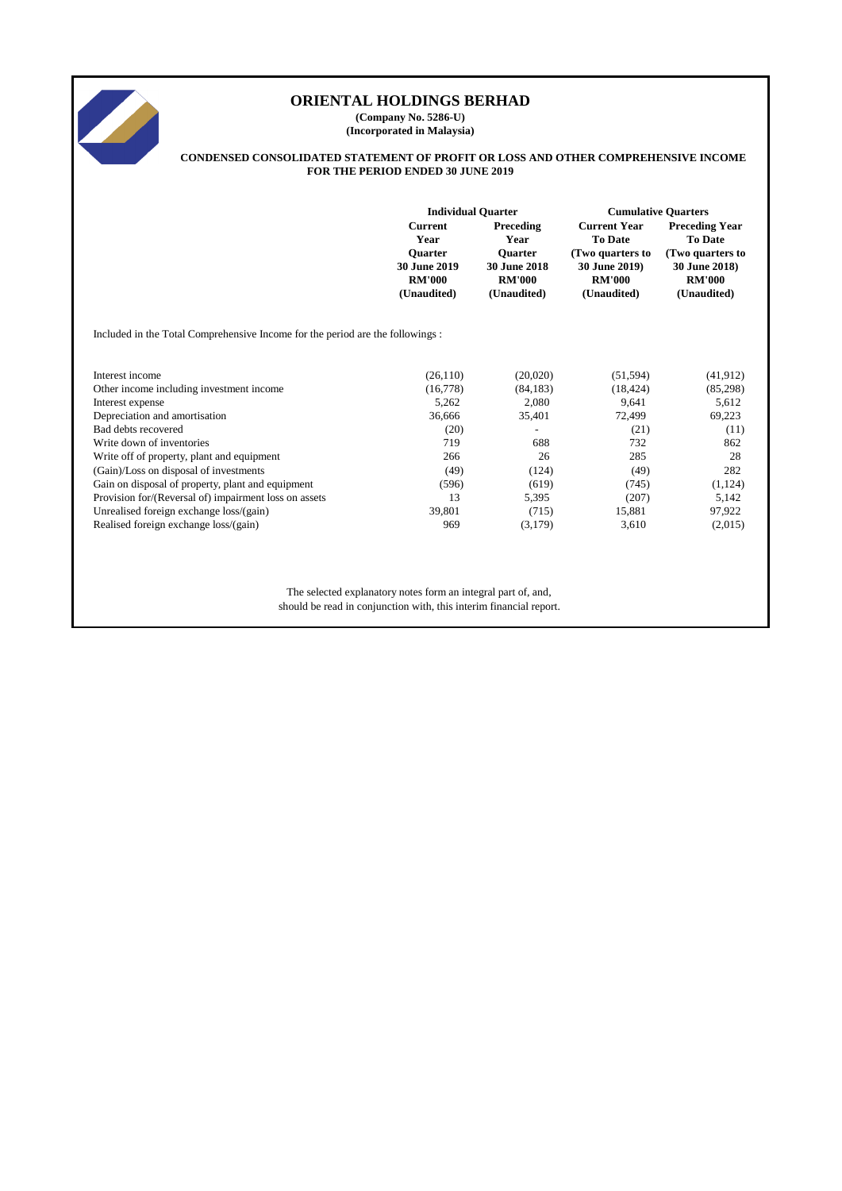# ORIENTAL HOLDINGS BERHAD

**(Company No. 5286-U)**
**(Incorporated in Malaysia)**

**CONDENSED CONSOLIDATED STATEMENT OF PROFIT OR LOSS AND OTHER COMPREHENSIVE INCOME FOR THE PERIOD ENDED 30 JUNE 2019**

| | Individual Quarter | | Cumulative Quarters | |
|---|---|---|---|---|
| | Current Year Quarter 30 June 2019 RM'000 (Unaudited) | Preceding Year Quarter 30 June 2018 RM'000 (Unaudited) | Current Year To Date (Two quarters to 30 June 2019) RM'000 (Unaudited) | Preceding Year To Date (Two quarters to 30 June 2018) RM'000 (Unaudited) |
| Included in the Total Comprehensive Income for the period are the followings : | | | | |
| Interest income | (26,110) | (20,020) | (51,594) | (41,912) |
| Other income including investment income | (16,778) | (84,183) | (18,424) | (85,298) |
| Interest expense | 5,262 | 2,080 | 9,641 | 5,612 |
| Depreciation and amortisation | 36,666 | 35,401 | 72,499 | 69,223 |
| Bad debts recovered | (20) | - | (21) | (11) |
| Write down of inventories | 719 | 688 | 732 | 862 |
| Write off of property, plant and equipment | 266 | 26 | 285 | 28 |
| (Gain)/Loss on disposal of investments | (49) | (124) | (49) | 282 |
| Gain on disposal of property, plant and equipment | (596) | (619) | (745) | (1,124) |
| Provision for/(Reversal of) impairment loss on assets | 13 | 5,395 | (207) | 5,142 |
| Unrealised foreign exchange loss/(gain) | 39,801 | (715) | 15,881 | 97,922 |
| Realised foreign exchange loss/(gain) | 969 | (3,179) | 3,610 | (2,015) |

The selected explanatory notes form an integral part of, and, should be read in conjunction with, this interim financial report.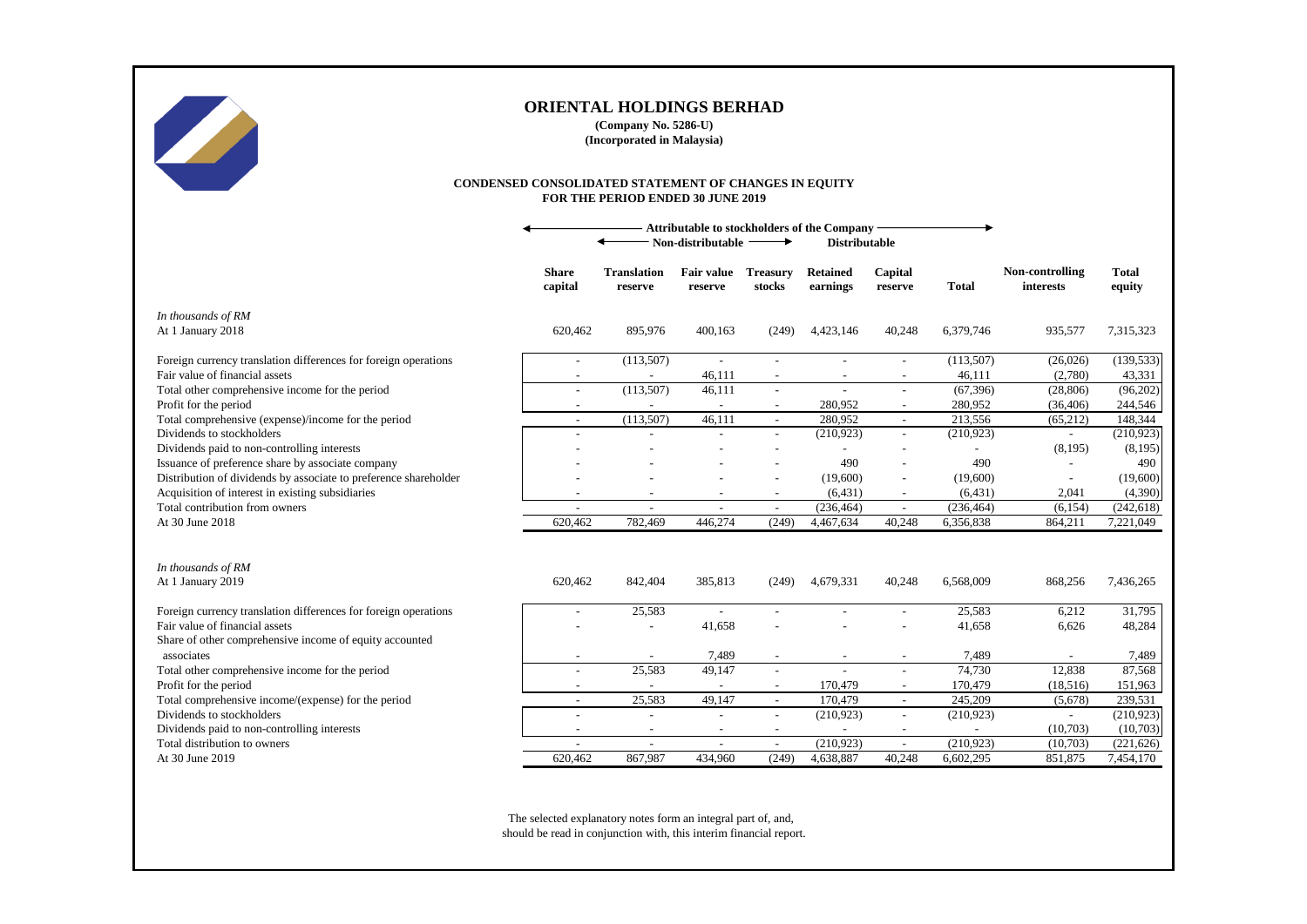# ORIENTAL HOLDINGS BERHAD

**(Company No. 5286-U)**
**(Incorporated in Malaysia)**

**CONDENSED CONSOLIDATED STATEMENT OF CHANGES IN EQUITY**
**FOR THE PERIOD ENDED 30 JUNE 2019**

| | Attributable to stockholders of the Company | | | | | | | | |
|---|---|---|---|---|---|---|---|---|---|
| | | Non-distributable | | | Distributable | | | | |
| | **Share capital** | **Translation reserve** | **Fair value reserve** | **Treasury stocks** | **Retained earnings** | **Capital reserve** | **Total** | **Non-controlling interests** | **Total equity** |
| *In thousands of RM* | | | | | | | | | |
| At 1 January 2018 | 620,462 | 895,976 | 400,163 | (249) | 4,423,146 | 40,248 | 6,379,746 | 935,577 | 7,315,323 |
| Foreign currency translation differences for foreign operations | - | (113,507) | - | - | - | - | (113,507) | (26,026) | (139,533) |
| Fair value of financial assets | - | - | 46,111 | - | - | - | 46,111 | (2,780) | 43,331 |
| Total other comprehensive income for the period | - | (113,507) | 46,111 | - | - | - | (67,396) | (28,806) | (96,202) |
| Profit for the period | - | - | - | - | 280,952 | - | 280,952 | (36,406) | 244,546 |
| Total comprehensive (expense)/income for the period | - | (113,507) | 46,111 | - | 280,952 | - | 213,556 | (65,212) | 148,344 |
| Dividends to stockholders | - | - | - | - | (210,923) | - | (210,923) | - | (210,923) |
| Dividends paid to non-controlling interests | - | - | - | - | - | - | - | (8,195) | (8,195) |
| Issuance of preference share by associate company | - | - | - | - | 490 | - | 490 | - | 490 |
| Distribution of dividends by associate to preference shareholder | - | - | - | - | (19,600) | - | (19,600) | - | (19,600) |
| Acquisition of interest in existing subsidiaries | - | - | - | - | (6,431) | - | (6,431) | 2,041 | (4,390) |
| Total contribution from owners | - | - | - | - | (236,464) | - | (236,464) | (6,154) | (242,618) |
| At 30 June 2018 | 620,462 | 782,469 | 446,274 | (249) | 4,467,634 | 40,248 | 6,356,838 | 864,211 | 7,221,049 |
| *In thousands of RM* | | | | | | | | | |
| At 1 January 2019 | 620,462 | 842,404 | 385,813 | (249) | 4,679,331 | 40,248 | 6,568,009 | 868,256 | 7,436,265 |
| Foreign currency translation differences for foreign operations | - | 25,583 | - | - | - | - | 25,583 | 6,212 | 31,795 |
| Fair value of financial assets | - | - | 41,658 | - | - | - | 41,658 | 6,626 | 48,284 |
| Share of other comprehensive income of equity accounted associates | - | - | 7,489 | - | - | - | 7,489 | - | 7,489 |
| Total other comprehensive income for the period | - | 25,583 | 49,147 | - | - | - | 74,730 | 12,838 | 87,568 |
| Profit for the period | - | - | - | - | 170,479 | - | 170,479 | (18,516) | 151,963 |
| Total comprehensive income/(expense) for the period | - | 25,583 | 49,147 | - | 170,479 | - | 245,209 | (5,678) | 239,531 |
| Dividends to stockholders | - | - | - | - | (210,923) | - | (210,923) | - | (210,923) |
| Dividends paid to non-controlling interests | - | - | - | - | - | - | - | (10,703) | (10,703) |
| Total distribution to owners | - | - | - | - | (210,923) | - | (210,923) | (10,703) | (221,626) |
| At 30 June 2019 | 620,462 | 867,987 | 434,960 | (249) | 4,638,887 | 40,248 | 6,602,295 | 851,875 | 7,454,170 |

The selected explanatory notes form an integral part of, and, should be read in conjunction with, this interim financial report.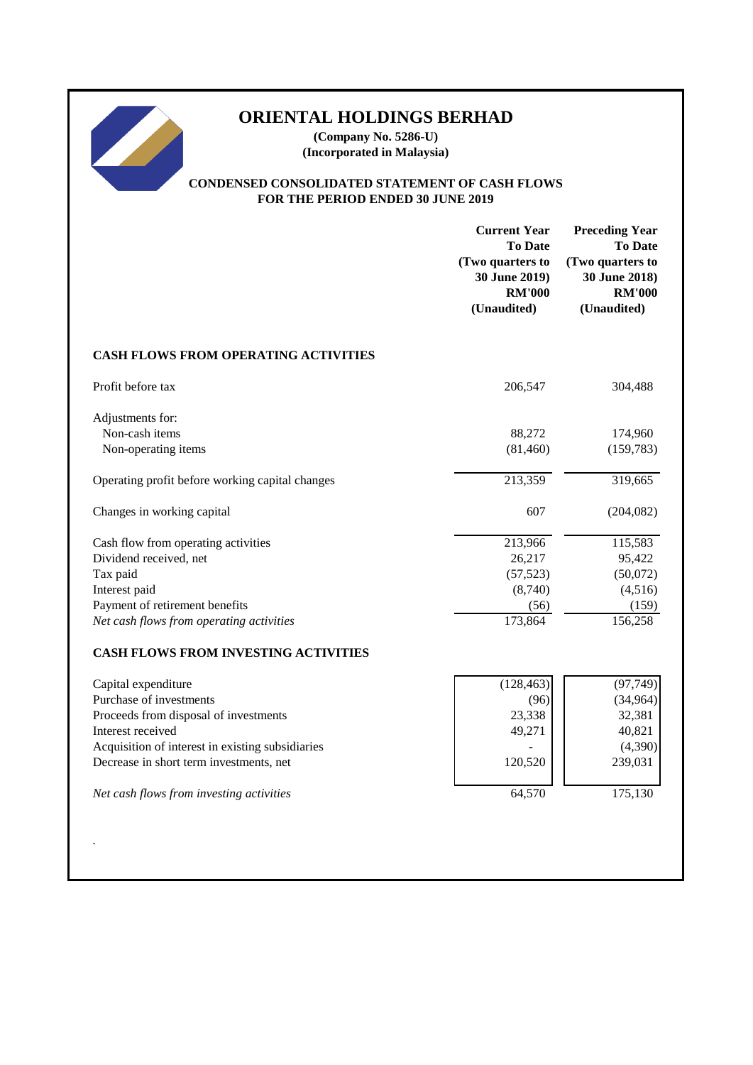# ORIENTAL HOLDINGS BERHAD

**(Company No. 5286-U)**
**(Incorporated in Malaysia)**

## CONDENSED CONSOLIDATED STATEMENT OF CASH FLOWS
## FOR THE PERIOD ENDED 30 JUNE 2019

| | Current Year To Date (Two quarters to 30 June 2019) RM'000 (Unaudited) | Preceding Year To Date (Two quarters to 30 June 2018) RM'000 (Unaudited) |
|---|---|---|
| **CASH FLOWS FROM OPERATING ACTIVITIES** | | |
| Profit before tax | 206,547 | 304,488 |
| Adjustments for: | | |
| Non-cash items | 88,272 | 174,960 |
| Non-operating items | (81,460) | (159,783) |
| Operating profit before working capital changes | 213,359 | 319,665 |
| Changes in working capital | 607 | (204,082) |
| Cash flow from operating activities | 213,966 | 115,583 |
| Dividend received, net | 26,217 | 95,422 |
| Tax paid | (57,523) | (50,072) |
| Interest paid | (8,740) | (4,516) |
| Payment of retirement benefits | (56) | (159) |
| *Net cash flows from operating activities* | 173,864 | 156,258 |
| **CASH FLOWS FROM INVESTING ACTIVITIES** | | |
| Capital expenditure | (128,463) | (97,749) |
| Purchase of investments | (96) | (34,964) |
| Proceeds from disposal of investments | 23,338 | 32,381 |
| Interest received | 49,271 | 40,821 |
| Acquisition of interest in existing subsidiaries | - | (4,390) |
| Decrease in short term investments, net | 120,520 | 239,031 |
| *Net cash flows from investing activities* | 64,570 | 175,130 |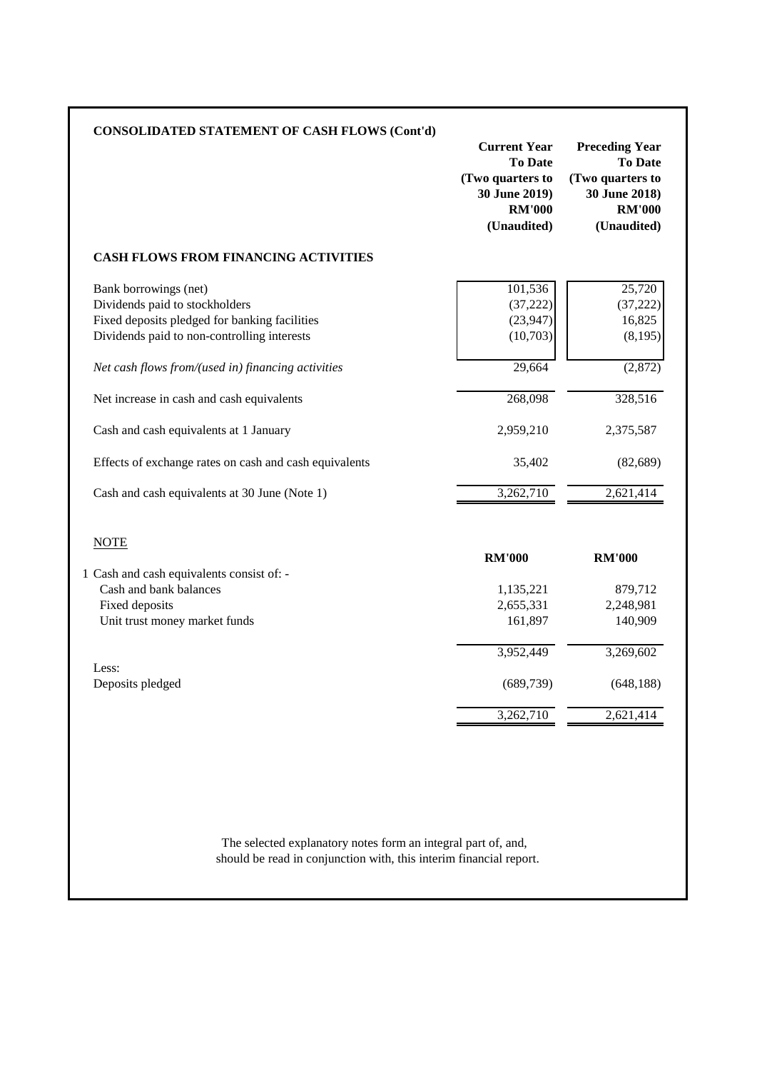**CONSOLIDATED STATEMENT OF CASH FLOWS (Cont'd)**

| | Current Year To Date (Two quarters to 30 June 2019) RM'000 (Unaudited) | Preceding Year To Date (Two quarters to 30 June 2018) RM'000 (Unaudited) |
|---|---|---|
| **CASH FLOWS FROM FINANCING ACTIVITIES** | | |
| Bank borrowings (net) | 101,536 | 25,720 |
| Dividends paid to stockholders | (37,222) | (37,222) |
| Fixed deposits pledged for banking facilities | (23,947) | 16,825 |
| Dividends paid to non-controlling interests | (10,703) | (8,195) |
| *Net cash flows from/(used in) financing activities* | 29,664 | (2,872) |
| Net increase in cash and cash equivalents | 268,098 | 328,516 |
| Cash and cash equivalents at 1 January | 2,959,210 | 2,375,587 |
| Effects of exchange rates on cash and cash equivalents | 35,402 | (82,689) |
| Cash and cash equivalents at 30 June (Note 1) | 3,262,710 | 2,621,414 |

NOTE

| | RM'000 | RM'000 |
|---|---|---|
| 1 Cash and cash equivalents consist of: - | | |
| Cash and bank balances | 1,135,221 | 879,712 |
| Fixed deposits | 2,655,331 | 2,248,981 |
| Unit trust money market funds | 161,897 | 140,909 |
| | 3,952,449 | 3,269,602 |
| Less: | | |
| Deposits pledged | (689,739) | (648,188) |
| | 3,262,710 | 2,621,414 |

The selected explanatory notes form an integral part of, and, should be read in conjunction with, this interim financial report.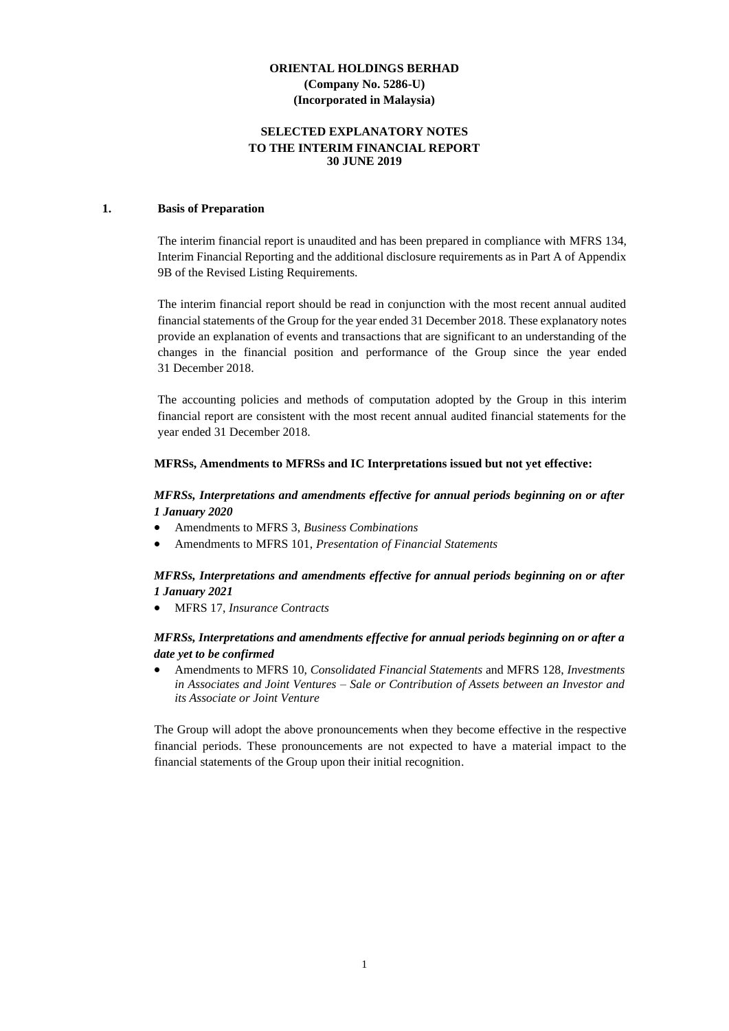**ORIENTAL HOLDINGS BERHAD**
**(Company No. 5286-U)**
**(Incorporated in Malaysia)**

**SELECTED EXPLANATORY NOTES**
**TO THE INTERIM FINANCIAL REPORT**
**30 JUNE 2019**

## 1. Basis of Preparation

The interim financial report is unaudited and has been prepared in compliance with MFRS 134, Interim Financial Reporting and the additional disclosure requirements as in Part A of Appendix 9B of the Revised Listing Requirements.

The interim financial report should be read in conjunction with the most recent annual audited financial statements of the Group for the year ended 31 December 2018. These explanatory notes provide an explanation of events and transactions that are significant to an understanding of the changes in the financial position and performance of the Group since the year ended 31 December 2018.

The accounting policies and methods of computation adopted by the Group in this interim financial report are consistent with the most recent annual audited financial statements for the year ended 31 December 2018.

**MFRSs, Amendments to MFRSs and IC Interpretations issued but not yet effective:**

***MFRSs, Interpretations and amendments effective for annual periods beginning on or after 1 January 2020***

- Amendments to MFRS 3, *Business Combinations*
- Amendments to MFRS 101, *Presentation of Financial Statements*

***MFRSs, Interpretations and amendments effective for annual periods beginning on or after 1 January 2021***

- MFRS 17, *Insurance Contracts*

***MFRSs, Interpretations and amendments effective for annual periods beginning on or after a date yet to be confirmed***

- Amendments to MFRS 10, *Consolidated Financial Statements* and MFRS 128, *Investments in Associates and Joint Ventures – Sale or Contribution of Assets between an Investor and its Associate or Joint Venture*

The Group will adopt the above pronouncements when they become effective in the respective financial periods. These pronouncements are not expected to have a material impact to the financial statements of the Group upon their initial recognition.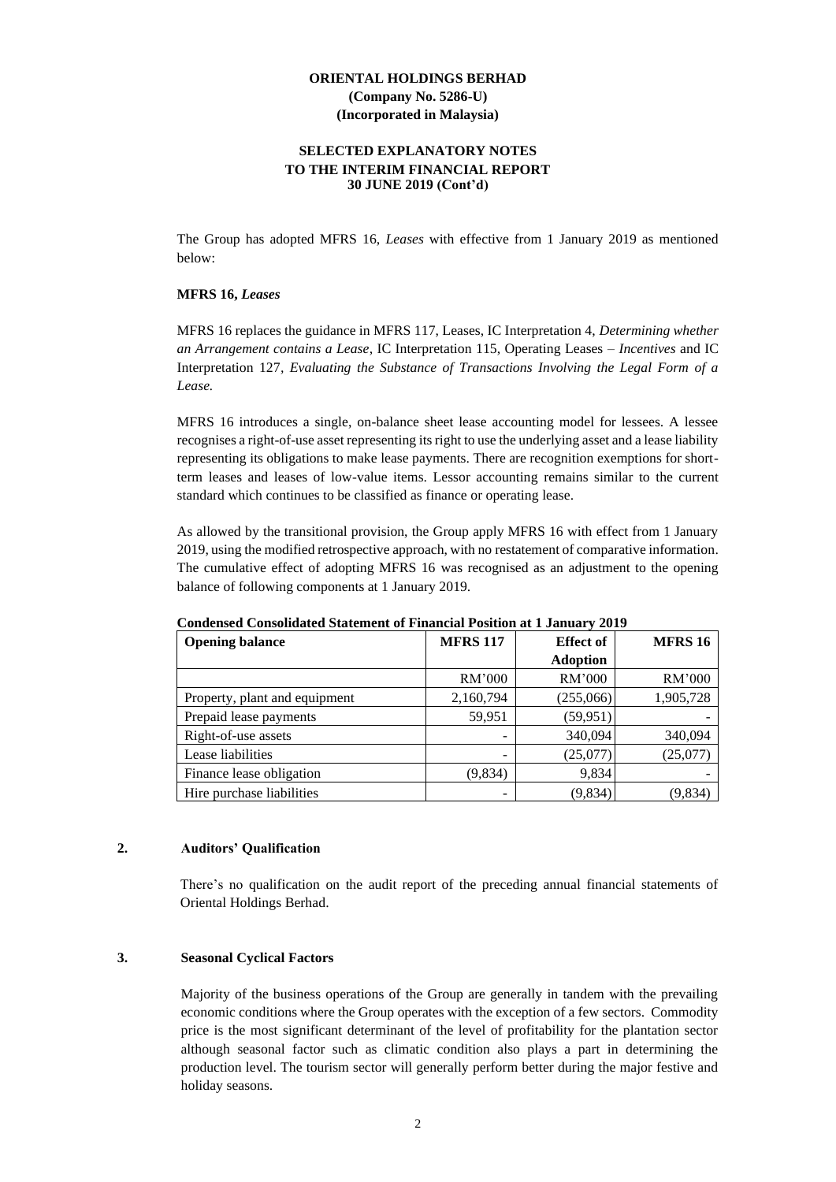**ORIENTAL HOLDINGS BERHAD**
**(Company No. 5286-U)**
**(Incorporated in Malaysia)**

**SELECTED EXPLANATORY NOTES**
**TO THE INTERIM FINANCIAL REPORT**
**30 JUNE 2019 (Cont'd)**

The Group has adopted MFRS 16, *Leases* with effective from 1 January 2019 as mentioned below:

**MFRS 16, *Leases***

MFRS 16 replaces the guidance in MFRS 117, Leases, IC Interpretation 4, *Determining whether an Arrangement contains a Lease*, IC Interpretation 115, Operating Leases – *Incentives* and IC Interpretation 127, *Evaluating the Substance of Transactions Involving the Legal Form of a Lease.*

MFRS 16 introduces a single, on-balance sheet lease accounting model for lessees. A lessee recognises a right-of-use asset representing its right to use the underlying asset and a lease liability representing its obligations to make lease payments. There are recognition exemptions for short-term leases and leases of low-value items. Lessor accounting remains similar to the current standard which continues to be classified as finance or operating lease.

As allowed by the transitional provision, the Group apply MFRS 16 with effect from 1 January 2019, using the modified retrospective approach, with no restatement of comparative information. The cumulative effect of adopting MFRS 16 was recognised as an adjustment to the opening balance of following components at 1 January 2019.

**Condensed Consolidated Statement of Financial Position at 1 January 2019**

| Opening balance | MFRS 117 | Effect of Adoption | MFRS 16 |
|---|---|---|---|
| | RM'000 | RM'000 | RM'000 |
| Property, plant and equipment | 2,160,794 | (255,066) | 1,905,728 |
| Prepaid lease payments | 59,951 | (59,951) | - |
| Right-of-use assets | - | 340,094 | 340,094 |
| Lease liabilities | - | (25,077) | (25,077) |
| Finance lease obligation | (9,834) | 9,834 | - |
| Hire purchase liabilities | - | (9,834) | (9,834) |

## 2. Auditors' Qualification

There's no qualification on the audit report of the preceding annual financial statements of Oriental Holdings Berhad.

## 3. Seasonal Cyclical Factors

Majority of the business operations of the Group are generally in tandem with the prevailing economic conditions where the Group operates with the exception of a few sectors. Commodity price is the most significant determinant of the level of profitability for the plantation sector although seasonal factor such as climatic condition also plays a part in determining the production level. The tourism sector will generally perform better during the major festive and holiday seasons.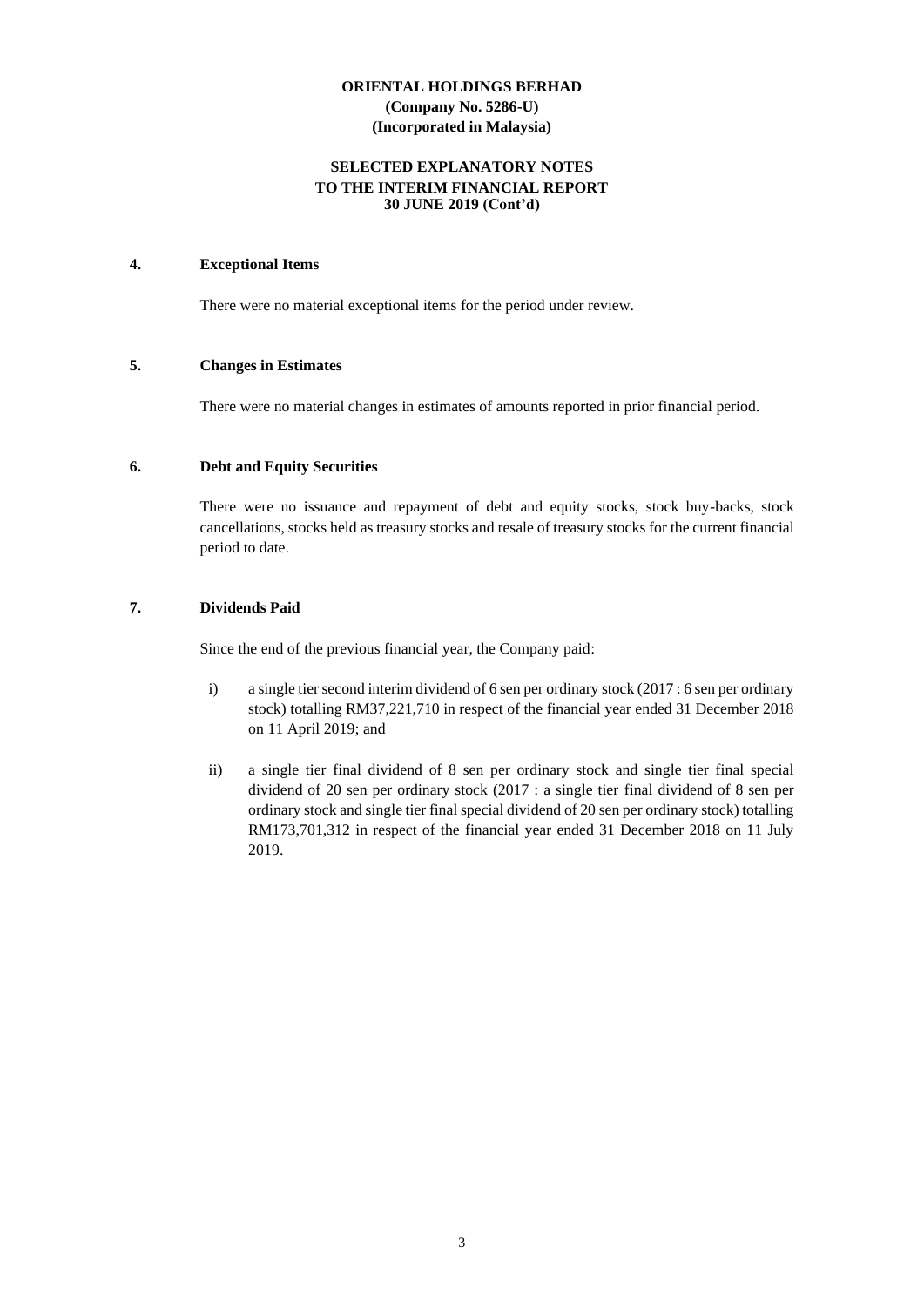**ORIENTAL HOLDINGS BERHAD**
**(Company No. 5286-U)**
**(Incorporated in Malaysia)**

**SELECTED EXPLANATORY NOTES**
**TO THE INTERIM FINANCIAL REPORT**
**30 JUNE 2019 (Cont'd)**

## 4. Exceptional Items

There were no material exceptional items for the period under review.

## 5. Changes in Estimates

There were no material changes in estimates of amounts reported in prior financial period.

## 6. Debt and Equity Securities

There were no issuance and repayment of debt and equity stocks, stock buy-backs, stock cancellations, stocks held as treasury stocks and resale of treasury stocks for the current financial period to date.

## 7. Dividends Paid

Since the end of the previous financial year, the Company paid:

i) a single tier second interim dividend of 6 sen per ordinary stock (2017 : 6 sen per ordinary stock) totalling RM37,221,710 in respect of the financial year ended 31 December 2018 on 11 April 2019; and

ii) a single tier final dividend of 8 sen per ordinary stock and single tier final special dividend of 20 sen per ordinary stock (2017 : a single tier final dividend of 8 sen per ordinary stock and single tier final special dividend of 20 sen per ordinary stock) totalling RM173,701,312 in respect of the financial year ended 31 December 2018 on 11 July 2019.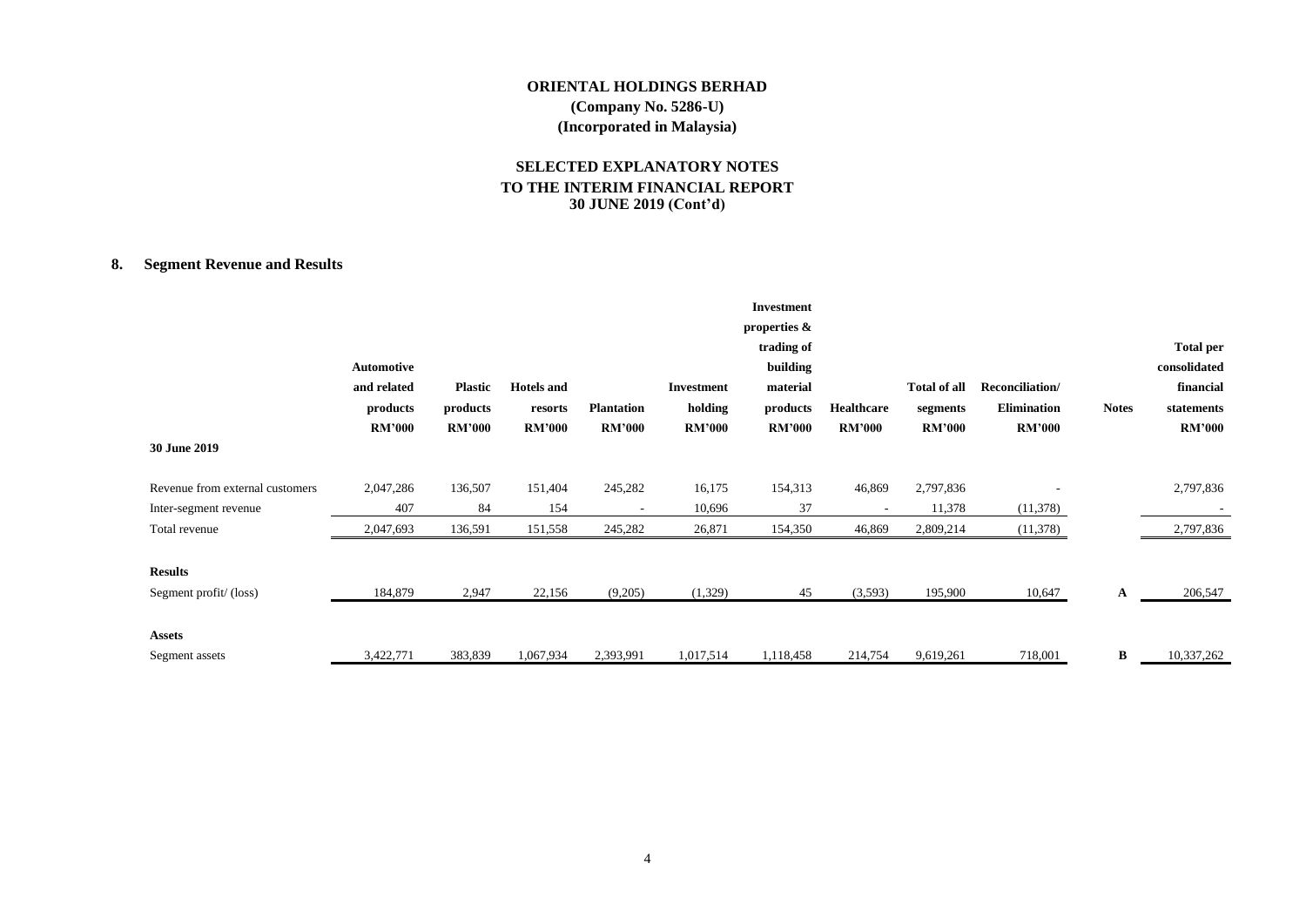**ORIENTAL HOLDINGS BERHAD**
**(Company No. 5286-U)**
**(Incorporated in Malaysia)**

**SELECTED EXPLANATORY NOTES**
**TO THE INTERIM FINANCIAL REPORT**
**30 JUNE 2019 (Cont'd)**

## 8. Segment Revenue and Results

| | Automotive and related products RM'000 | Plastic products RM'000 | Hotels and resorts RM'000 | Plantation RM'000 | Investment holding RM'000 | Investment properties & trading of building material products RM'000 | Healthcare RM'000 | Total of all segments RM'000 | Reconciliation/ Elimination RM'000 | Notes | Total per consolidated financial statements RM'000 |
|---|---|---|---|---|---|---|---|---|---|---|---|
| **30 June 2019** | | | | | | | | | | | |
| Revenue from external customers | 2,047,286 | 136,507 | 151,404 | 245,282 | 16,175 | 154,313 | 46,869 | 2,797,836 | - | | 2,797,836 |
| Inter-segment revenue | 407 | 84 | 154 | - | 10,696 | 37 | - | 11,378 | (11,378) | | - |
| Total revenue | 2,047,693 | 136,591 | 151,558 | 245,282 | 26,871 | 154,350 | 46,869 | 2,809,214 | (11,378) | | 2,797,836 |
| **Results** | | | | | | | | | | | |
| Segment profit/ (loss) | 184,879 | 2,947 | 22,156 | (9,205) | (1,329) | 45 | (3,593) | 195,900 | 10,647 | A | 206,547 |
| **Assets** | | | | | | | | | | | |
| Segment assets | 3,422,771 | 383,839 | 1,067,934 | 2,393,991 | 1,017,514 | 1,118,458 | 214,754 | 9,619,261 | 718,001 | B | 10,337,262 |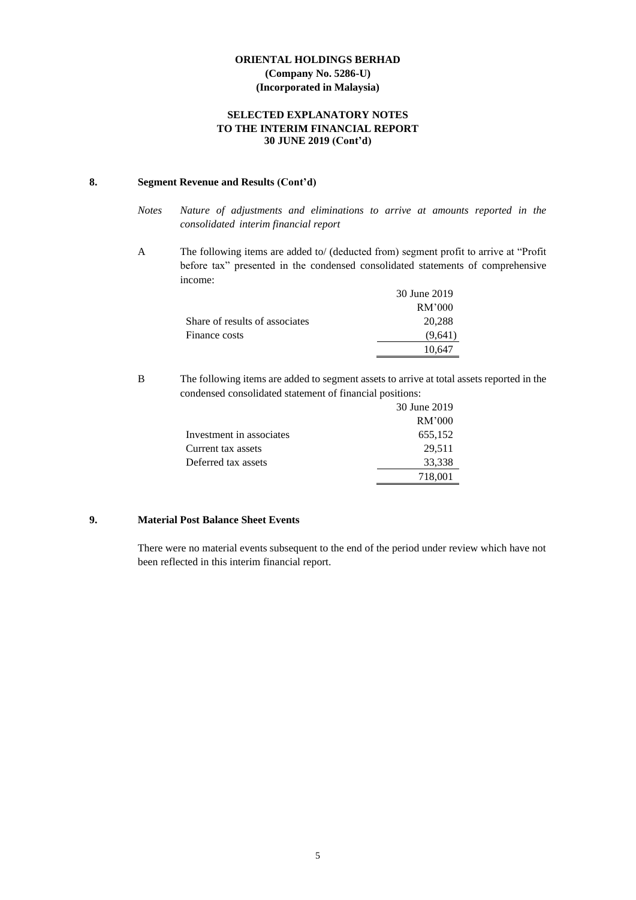**ORIENTAL HOLDINGS BERHAD**
**(Company No. 5286-U)**
**(Incorporated in Malaysia)**

**SELECTED EXPLANATORY NOTES**
**TO THE INTERIM FINANCIAL REPORT**
**30 JUNE 2019 (Cont'd)**

## 8. Segment Revenue and Results (Cont'd)

*Notes* *Nature of adjustments and eliminations to arrive at amounts reported in the consolidated interim financial report*

A The following items are added to/ (deducted from) segment profit to arrive at "Profit before tax" presented in the condensed consolidated statements of comprehensive income:

| | 30 June 2019 |
|---|---|
| | RM'000 |
| Share of results of associates | 20,288 |
| Finance costs | (9,641) |
| | 10,647 |

B The following items are added to segment assets to arrive at total assets reported in the condensed consolidated statement of financial positions:

| | 30 June 2019 |
|---|---|
| | RM'000 |
| Investment in associates | 655,152 |
| Current tax assets | 29,511 |
| Deferred tax assets | 33,338 |
| | 718,001 |

## 9. Material Post Balance Sheet Events

There were no material events subsequent to the end of the period under review which have not been reflected in this interim financial report.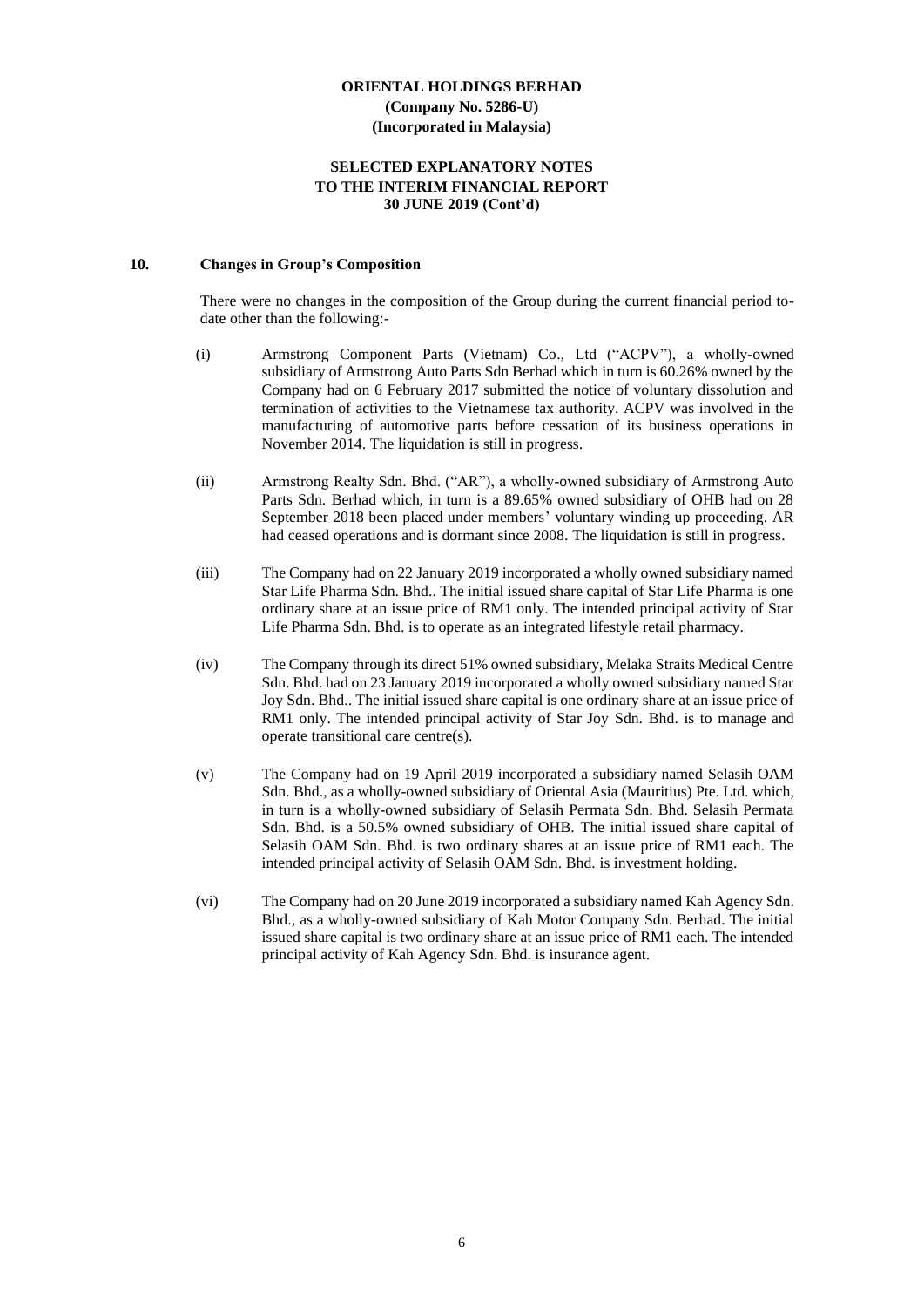**ORIENTAL HOLDINGS BERHAD**
**(Company No. 5286-U)**
**(Incorporated in Malaysia)**

**SELECTED EXPLANATORY NOTES**
**TO THE INTERIM FINANCIAL REPORT**
**30 JUNE 2019 (Cont'd)**

## 10. Changes in Group's Composition

There were no changes in the composition of the Group during the current financial period to-date other than the following:-

(i) Armstrong Component Parts (Vietnam) Co., Ltd ("ACPV"), a wholly-owned subsidiary of Armstrong Auto Parts Sdn Berhad which in turn is 60.26% owned by the Company had on 6 February 2017 submitted the notice of voluntary dissolution and termination of activities to the Vietnamese tax authority. ACPV was involved in the manufacturing of automotive parts before cessation of its business operations in November 2014. The liquidation is still in progress.

(ii) Armstrong Realty Sdn. Bhd. ("AR"), a wholly-owned subsidiary of Armstrong Auto Parts Sdn. Berhad which, in turn is a 89.65% owned subsidiary of OHB had on 28 September 2018 been placed under members' voluntary winding up proceeding. AR had ceased operations and is dormant since 2008. The liquidation is still in progress.

(iii) The Company had on 22 January 2019 incorporated a wholly owned subsidiary named Star Life Pharma Sdn. Bhd.. The initial issued share capital of Star Life Pharma is one ordinary share at an issue price of RM1 only. The intended principal activity of Star Life Pharma Sdn. Bhd. is to operate as an integrated lifestyle retail pharmacy.

(iv) The Company through its direct 51% owned subsidiary, Melaka Straits Medical Centre Sdn. Bhd. had on 23 January 2019 incorporated a wholly owned subsidiary named Star Joy Sdn. Bhd.. The initial issued share capital is one ordinary share at an issue price of RM1 only. The intended principal activity of Star Joy Sdn. Bhd. is to manage and operate transitional care centre(s).

(v) The Company had on 19 April 2019 incorporated a subsidiary named Selasih OAM Sdn. Bhd., as a wholly-owned subsidiary of Oriental Asia (Mauritius) Pte. Ltd. which, in turn is a wholly-owned subsidiary of Selasih Permata Sdn. Bhd. Selasih Permata Sdn. Bhd. is a 50.5% owned subsidiary of OHB. The initial issued share capital of Selasih OAM Sdn. Bhd. is two ordinary shares at an issue price of RM1 each. The intended principal activity of Selasih OAM Sdn. Bhd. is investment holding.

(vi) The Company had on 20 June 2019 incorporated a subsidiary named Kah Agency Sdn. Bhd., as a wholly-owned subsidiary of Kah Motor Company Sdn. Berhad. The initial issued share capital is two ordinary share at an issue price of RM1 each. The intended principal activity of Kah Agency Sdn. Bhd. is insurance agent.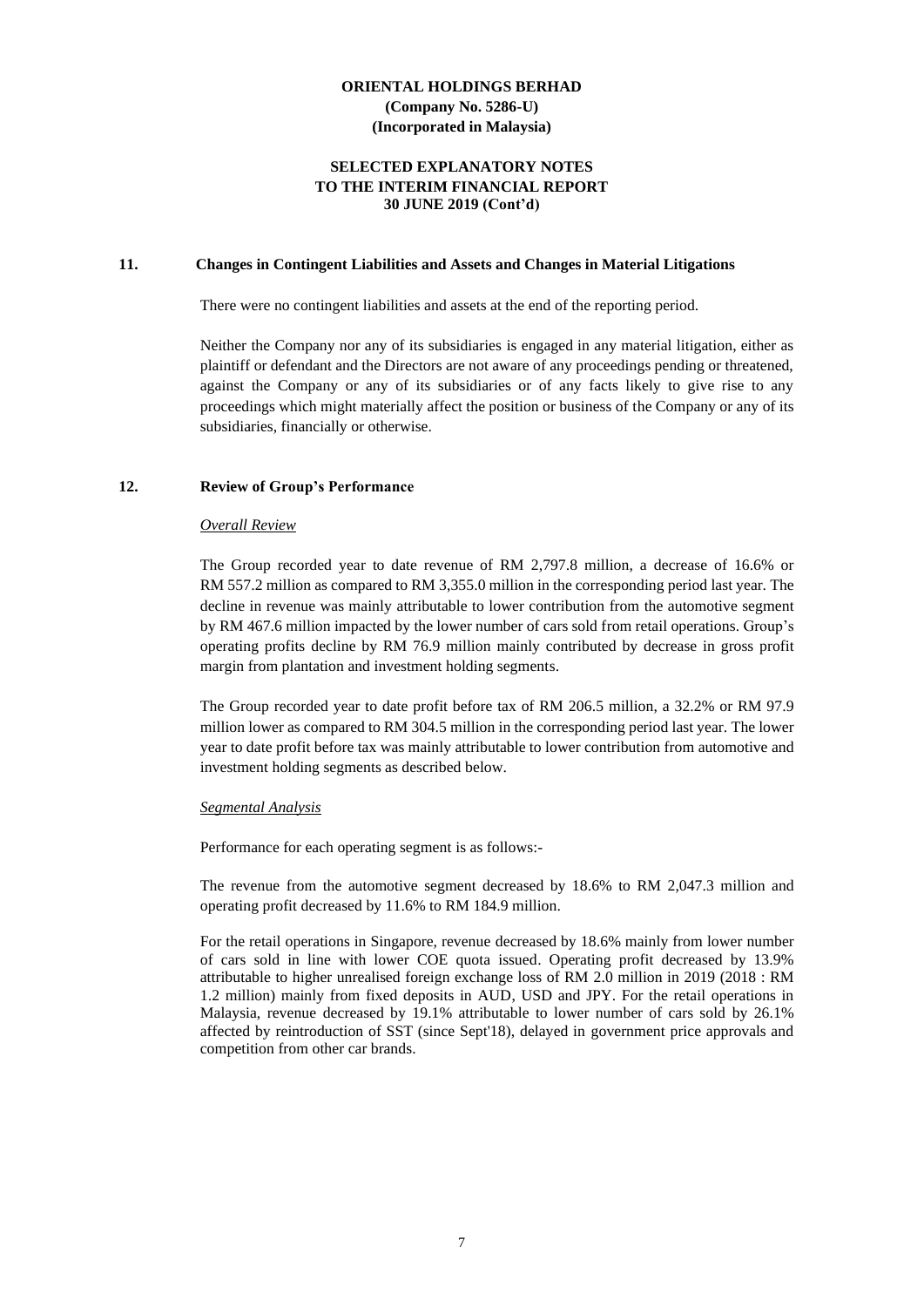**ORIENTAL HOLDINGS BERHAD**
**(Company No. 5286-U)**
**(Incorporated in Malaysia)**

**SELECTED EXPLANATORY NOTES TO THE INTERIM FINANCIAL REPORT 30 JUNE 2019 (Cont'd)**

## 11. Changes in Contingent Liabilities and Assets and Changes in Material Litigations

There were no contingent liabilities and assets at the end of the reporting period.

Neither the Company nor any of its subsidiaries is engaged in any material litigation, either as plaintiff or defendant and the Directors are not aware of any proceedings pending or threatened, against the Company or any of its subsidiaries or of any facts likely to give rise to any proceedings which might materially affect the position or business of the Company or any of its subsidiaries, financially or otherwise.

## 12. Review of Group's Performance

*Overall Review*

The Group recorded year to date revenue of RM 2,797.8 million, a decrease of 16.6% or RM 557.2 million as compared to RM 3,355.0 million in the corresponding period last year. The decline in revenue was mainly attributable to lower contribution from the automotive segment by RM 467.6 million impacted by the lower number of cars sold from retail operations. Group's operating profits decline by RM 76.9 million mainly contributed by decrease in gross profit margin from plantation and investment holding segments.

The Group recorded year to date profit before tax of RM 206.5 million, a 32.2% or RM 97.9 million lower as compared to RM 304.5 million in the corresponding period last year. The lower year to date profit before tax was mainly attributable to lower contribution from automotive and investment holding segments as described below.

*Segmental Analysis*

Performance for each operating segment is as follows:-

The revenue from the automotive segment decreased by 18.6% to RM 2,047.3 million and operating profit decreased by 11.6% to RM 184.9 million.

For the retail operations in Singapore, revenue decreased by 18.6% mainly from lower number of cars sold in line with lower COE quota issued. Operating profit decreased by 13.9% attributable to higher unrealised foreign exchange loss of RM 2.0 million in 2019 (2018 : RM 1.2 million) mainly from fixed deposits in AUD, USD and JPY. For the retail operations in Malaysia, revenue decreased by 19.1% attributable to lower number of cars sold by 26.1% affected by reintroduction of SST (since Sept'18), delayed in government price approvals and competition from other car brands.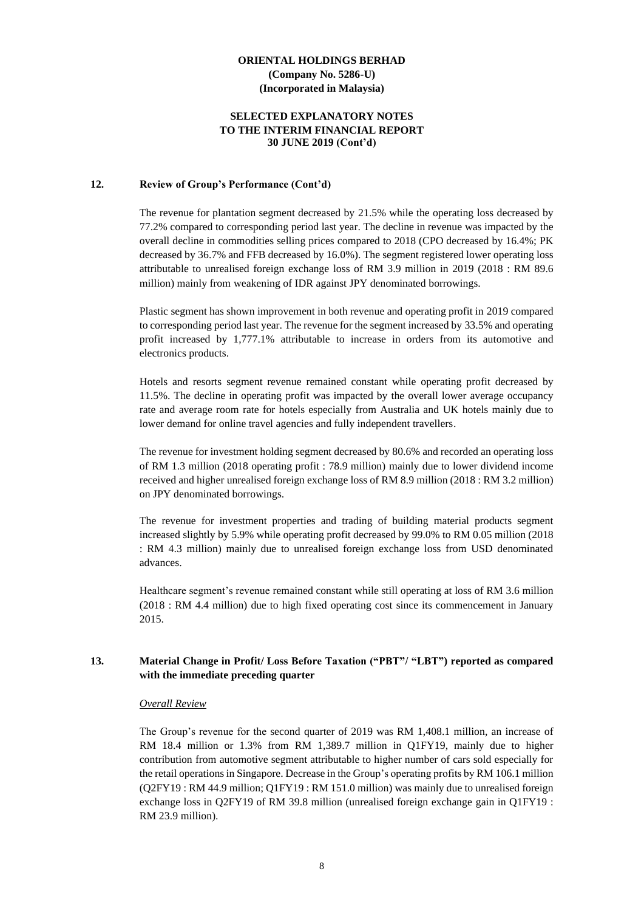**ORIENTAL HOLDINGS BERHAD**
**(Company No. 5286-U)**
**(Incorporated in Malaysia)**

**SELECTED EXPLANATORY NOTES**
**TO THE INTERIM FINANCIAL REPORT**
**30 JUNE 2019 (Cont'd)**

## 12. Review of Group's Performance (Cont'd)

The revenue for plantation segment decreased by 21.5% while the operating loss decreased by 77.2% compared to corresponding period last year. The decline in revenue was impacted by the overall decline in commodities selling prices compared to 2018 (CPO decreased by 16.4%; PK decreased by 36.7% and FFB decreased by 16.0%). The segment registered lower operating loss attributable to unrealised foreign exchange loss of RM 3.9 million in 2019 (2018 : RM 89.6 million) mainly from weakening of IDR against JPY denominated borrowings.

Plastic segment has shown improvement in both revenue and operating profit in 2019 compared to corresponding period last year. The revenue for the segment increased by 33.5% and operating profit increased by 1,777.1% attributable to increase in orders from its automotive and electronics products.

Hotels and resorts segment revenue remained constant while operating profit decreased by 11.5%. The decline in operating profit was impacted by the overall lower average occupancy rate and average room rate for hotels especially from Australia and UK hotels mainly due to lower demand for online travel agencies and fully independent travellers.

The revenue for investment holding segment decreased by 80.6% and recorded an operating loss of RM 1.3 million (2018 operating profit : 78.9 million) mainly due to lower dividend income received and higher unrealised foreign exchange loss of RM 8.9 million (2018 : RM 3.2 million) on JPY denominated borrowings.

The revenue for investment properties and trading of building material products segment increased slightly by 5.9% while operating profit decreased by 99.0% to RM 0.05 million (2018 : RM 4.3 million) mainly due to unrealised foreign exchange loss from USD denominated advances.

Healthcare segment's revenue remained constant while still operating at loss of RM 3.6 million (2018 : RM 4.4 million) due to high fixed operating cost since its commencement in January 2015.

## 13. Material Change in Profit/ Loss Before Taxation ("PBT"/ "LBT") reported as compared with the immediate preceding quarter

*Overall Review*

The Group's revenue for the second quarter of 2019 was RM 1,408.1 million, an increase of RM 18.4 million or 1.3% from RM 1,389.7 million in Q1FY19, mainly due to higher contribution from automotive segment attributable to higher number of cars sold especially for the retail operations in Singapore. Decrease in the Group's operating profits by RM 106.1 million (Q2FY19 : RM 44.9 million; Q1FY19 : RM 151.0 million) was mainly due to unrealised foreign exchange loss in Q2FY19 of RM 39.8 million (unrealised foreign exchange gain in Q1FY19 : RM 23.9 million).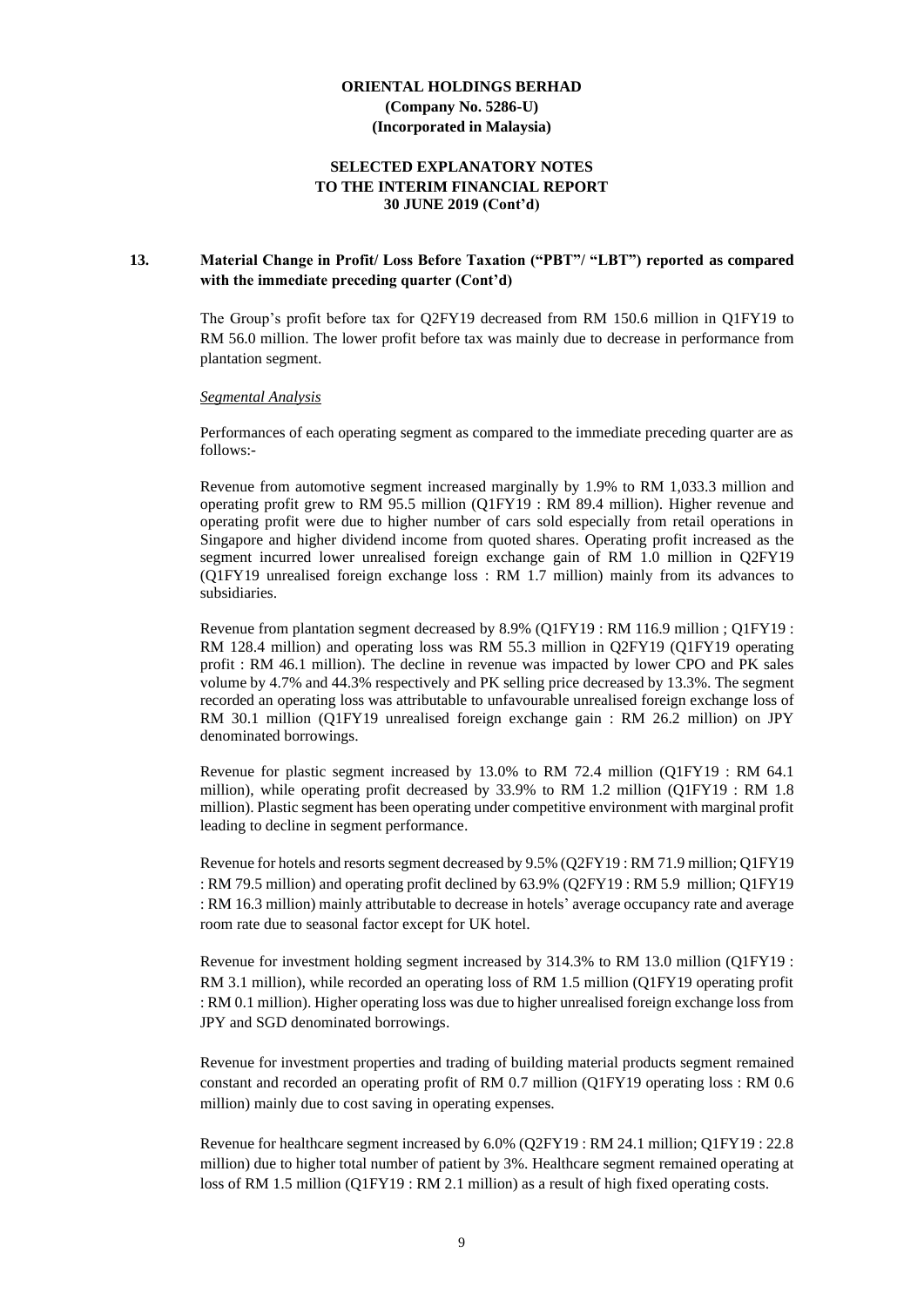**ORIENTAL HOLDINGS BERHAD**
**(Company No. 5286-U)**
**(Incorporated in Malaysia)**

**SELECTED EXPLANATORY NOTES**
**TO THE INTERIM FINANCIAL REPORT**
**30 JUNE 2019 (Cont'd)**

**13. Material Change in Profit/ Loss Before Taxation ("PBT"/ "LBT") reported as compared with the immediate preceding quarter (Cont'd)**

The Group's profit before tax for Q2FY19 decreased from RM 150.6 million in Q1FY19 to RM 56.0 million. The lower profit before tax was mainly due to decrease in performance from plantation segment.

*Segmental Analysis*

Performances of each operating segment as compared to the immediate preceding quarter are as follows:-

Revenue from automotive segment increased marginally by 1.9% to RM 1,033.3 million and operating profit grew to RM 95.5 million (Q1FY19 : RM 89.4 million). Higher revenue and operating profit were due to higher number of cars sold especially from retail operations in Singapore and higher dividend income from quoted shares. Operating profit increased as the segment incurred lower unrealised foreign exchange gain of RM 1.0 million in Q2FY19 (Q1FY19 unrealised foreign exchange loss : RM 1.7 million) mainly from its advances to subsidiaries.

Revenue from plantation segment decreased by 8.9% (Q1FY19 : RM 116.9 million ; Q1FY19 : RM 128.4 million) and operating loss was RM 55.3 million in Q2FY19 (Q1FY19 operating profit : RM 46.1 million). The decline in revenue was impacted by lower CPO and PK sales volume by 4.7% and 44.3% respectively and PK selling price decreased by 13.3%. The segment recorded an operating loss was attributable to unfavourable unrealised foreign exchange loss of RM 30.1 million (Q1FY19 unrealised foreign exchange gain : RM 26.2 million) on JPY denominated borrowings.

Revenue for plastic segment increased by 13.0% to RM 72.4 million (Q1FY19 : RM 64.1 million), while operating profit decreased by 33.9% to RM 1.2 million (Q1FY19 : RM 1.8 million). Plastic segment has been operating under competitive environment with marginal profit leading to decline in segment performance.

Revenue for hotels and resorts segment decreased by 9.5% (Q2FY19 : RM 71.9 million; Q1FY19 : RM 79.5 million) and operating profit declined by 63.9% (Q2FY19 : RM 5.9 million; Q1FY19 : RM 16.3 million) mainly attributable to decrease in hotels' average occupancy rate and average room rate due to seasonal factor except for UK hotel.

Revenue for investment holding segment increased by 314.3% to RM 13.0 million (Q1FY19 : RM 3.1 million), while recorded an operating loss of RM 1.5 million (Q1FY19 operating profit : RM 0.1 million). Higher operating loss was due to higher unrealised foreign exchange loss from JPY and SGD denominated borrowings.

Revenue for investment properties and trading of building material products segment remained constant and recorded an operating profit of RM 0.7 million (Q1FY19 operating loss : RM 0.6 million) mainly due to cost saving in operating expenses.

Revenue for healthcare segment increased by 6.0% (Q2FY19 : RM 24.1 million; Q1FY19 : 22.8 million) due to higher total number of patient by 3%. Healthcare segment remained operating at loss of RM 1.5 million (Q1FY19 : RM 2.1 million) as a result of high fixed operating costs.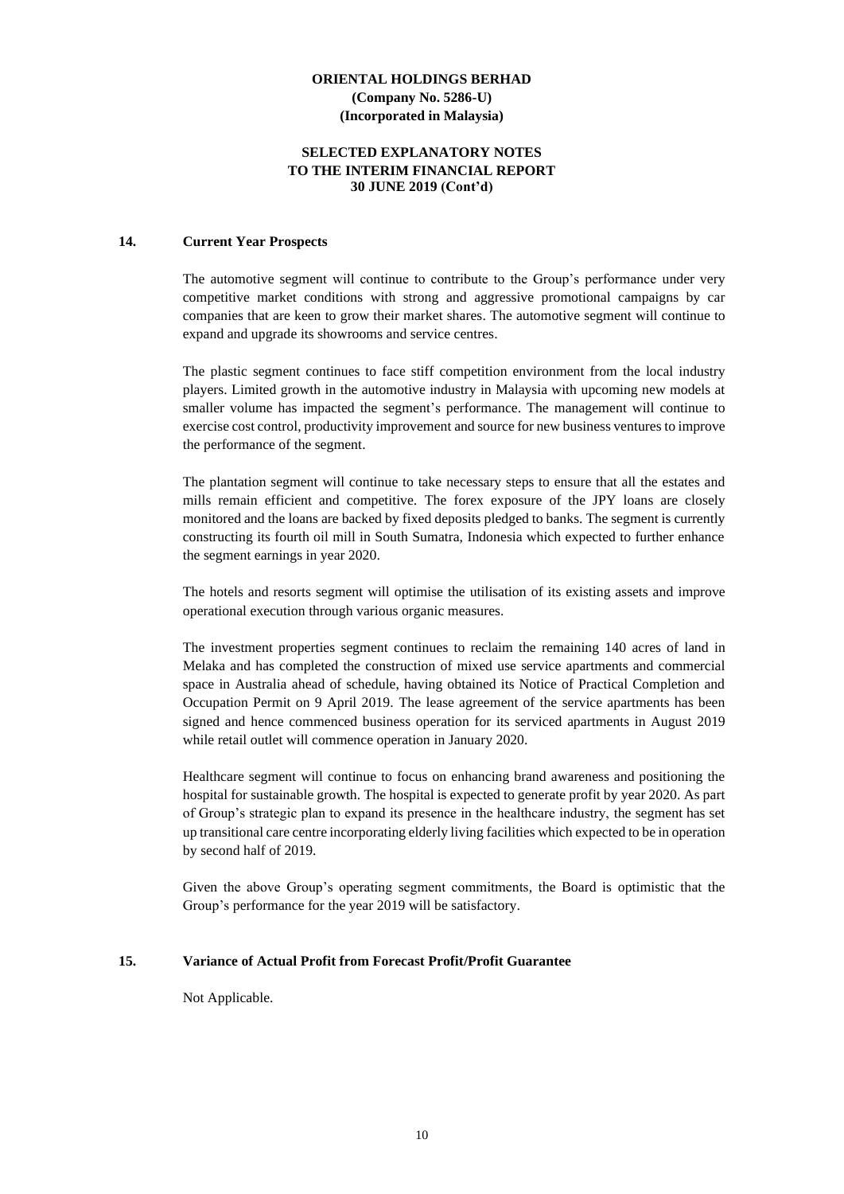**ORIENTAL HOLDINGS BERHAD**
**(Company No. 5286-U)**
**(Incorporated in Malaysia)**

**SELECTED EXPLANATORY NOTES**
**TO THE INTERIM FINANCIAL REPORT**
**30 JUNE 2019 (Cont'd)**

## 14. Current Year Prospects

The automotive segment will continue to contribute to the Group's performance under very competitive market conditions with strong and aggressive promotional campaigns by car companies that are keen to grow their market shares. The automotive segment will continue to expand and upgrade its showrooms and service centres.

The plastic segment continues to face stiff competition environment from the local industry players. Limited growth in the automotive industry in Malaysia with upcoming new models at smaller volume has impacted the segment's performance. The management will continue to exercise cost control, productivity improvement and source for new business ventures to improve the performance of the segment.

The plantation segment will continue to take necessary steps to ensure that all the estates and mills remain efficient and competitive. The forex exposure of the JPY loans are closely monitored and the loans are backed by fixed deposits pledged to banks. The segment is currently constructing its fourth oil mill in South Sumatra, Indonesia which expected to further enhance the segment earnings in year 2020.

The hotels and resorts segment will optimise the utilisation of its existing assets and improve operational execution through various organic measures.

The investment properties segment continues to reclaim the remaining 140 acres of land in Melaka and has completed the construction of mixed use service apartments and commercial space in Australia ahead of schedule, having obtained its Notice of Practical Completion and Occupation Permit on 9 April 2019. The lease agreement of the service apartments has been signed and hence commenced business operation for its serviced apartments in August 2019 while retail outlet will commence operation in January 2020.

Healthcare segment will continue to focus on enhancing brand awareness and positioning the hospital for sustainable growth. The hospital is expected to generate profit by year 2020. As part of Group's strategic plan to expand its presence in the healthcare industry, the segment has set up transitional care centre incorporating elderly living facilities which expected to be in operation by second half of 2019.

Given the above Group's operating segment commitments, the Board is optimistic that the Group's performance for the year 2019 will be satisfactory.

## 15. Variance of Actual Profit from Forecast Profit/Profit Guarantee

Not Applicable.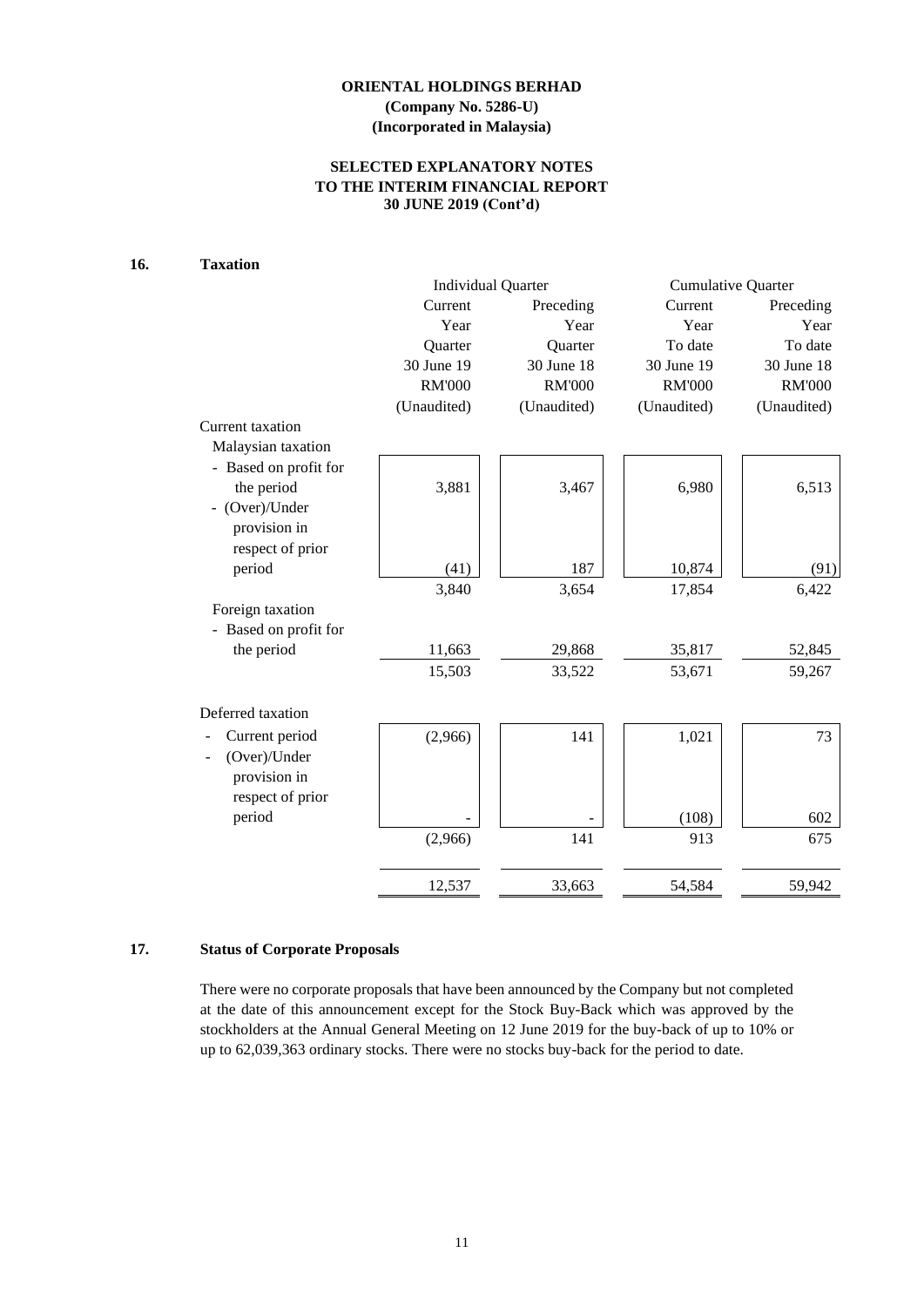**ORIENTAL HOLDINGS BERHAD**
**(Company No. 5286-U)**
**(Incorporated in Malaysia)**

**SELECTED EXPLANATORY NOTES**
**TO THE INTERIM FINANCIAL REPORT**
**30 JUNE 2019 (Cont'd)**

## 16. Taxation

| | Individual Quarter | | Cumulative Quarter | |
|---|---|---|---|---|
| | Current Year Quarter 30 June 19 RM'000 (Unaudited) | Preceding Year Quarter 30 June 18 RM'000 (Unaudited) | Current Year To date 30 June 19 RM'000 (Unaudited) | Preceding Year To date 30 June 18 RM'000 (Unaudited) |
| Current taxation | | | | |
| Malaysian taxation | | | | |
| - Based on profit for the period | 3,881 | 3,467 | 6,980 | 6,513 |
| - (Over)/Under provision in respect of prior period | (41) | 187 | 10,874 | (91) |
| | 3,840 | 3,654 | 17,854 | 6,422 |
| Foreign taxation | | | | |
| - Based on profit for the period | 11,663 | 29,868 | 35,817 | 52,845 |
| | 15,503 | 33,522 | 53,671 | 59,267 |
| Deferred taxation | | | | |
| - Current period | (2,966) | 141 | 1,021 | 73 |
| - (Over)/Under provision in respect of prior period | - | - | (108) | 602 |
| | (2,966) | 141 | 913 | 675 |
| | 12,537 | 33,663 | 54,584 | 59,942 |

## 17. Status of Corporate Proposals

There were no corporate proposals that have been announced by the Company but not completed at the date of this announcement except for the Stock Buy-Back which was approved by the stockholders at the Annual General Meeting on 12 June 2019 for the buy-back of up to 10% or up to 62,039,363 ordinary stocks. There were no stocks buy-back for the period to date.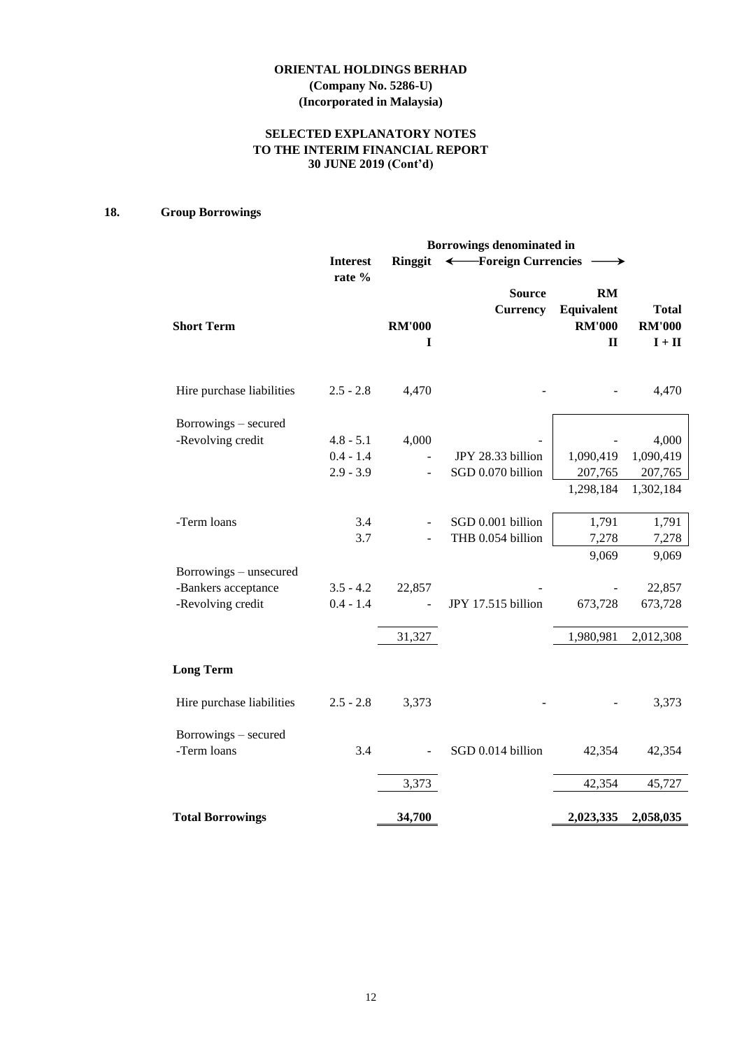**ORIENTAL HOLDINGS BERHAD**
**(Company No. 5286-U)**
**(Incorporated in Malaysia)**

**SELECTED EXPLANATORY NOTES**
**TO THE INTERIM FINANCIAL REPORT**
**30 JUNE 2019 (Cont'd)**

## 18. Group Borrowings

| | Interest rate % | Borrowings denominated in Ringgit | ← Foreign Currencies → | | |
|---|---|---|---|---|---|
| | | | Source Currency | RM Equivalent | Total |
| **Short Term** | | RM'000 | | RM'000 | RM'000 |
| | | I | | II | I + II |
| Hire purchase liabilities | 2.5 - 2.8 | 4,470 | - | - | 4,470 |
| Borrowings – secured | | | | | |
| -Revolving credit | 4.8 - 5.1 | 4,000 | - | - | 4,000 |
| | 0.4 - 1.4 | - | JPY 28.33 billion | 1,090,419 | 1,090,419 |
| | 2.9 - 3.9 | - | SGD 0.070 billion | 207,765 | 207,765 |
| | | | | 1,298,184 | 1,302,184 |
| -Term loans | 3.4 | - | SGD 0.001 billion | 1,791 | 1,791 |
| | 3.7 | - | THB 0.054 billion | 7,278 | 7,278 |
| | | | | 9,069 | 9,069 |
| Borrowings – unsecured | | | | | |
| -Bankers acceptance | 3.5 - 4.2 | 22,857 | - | - | 22,857 |
| -Revolving credit | 0.4 - 1.4 | - | JPY 17.515 billion | 673,728 | 673,728 |
| | | 31,327 | | 1,980,981 | 2,012,308 |
| **Long Term** | | | | | |
| Hire purchase liabilities | 2.5 - 2.8 | 3,373 | - | - | 3,373 |
| Borrowings – secured | | | | | |
| -Term loans | 3.4 | - | SGD 0.014 billion | 42,354 | 42,354 |
| | | 3,373 | | 42,354 | 45,727 |
| **Total Borrowings** | | **34,700** | | **2,023,335** | **2,058,035** |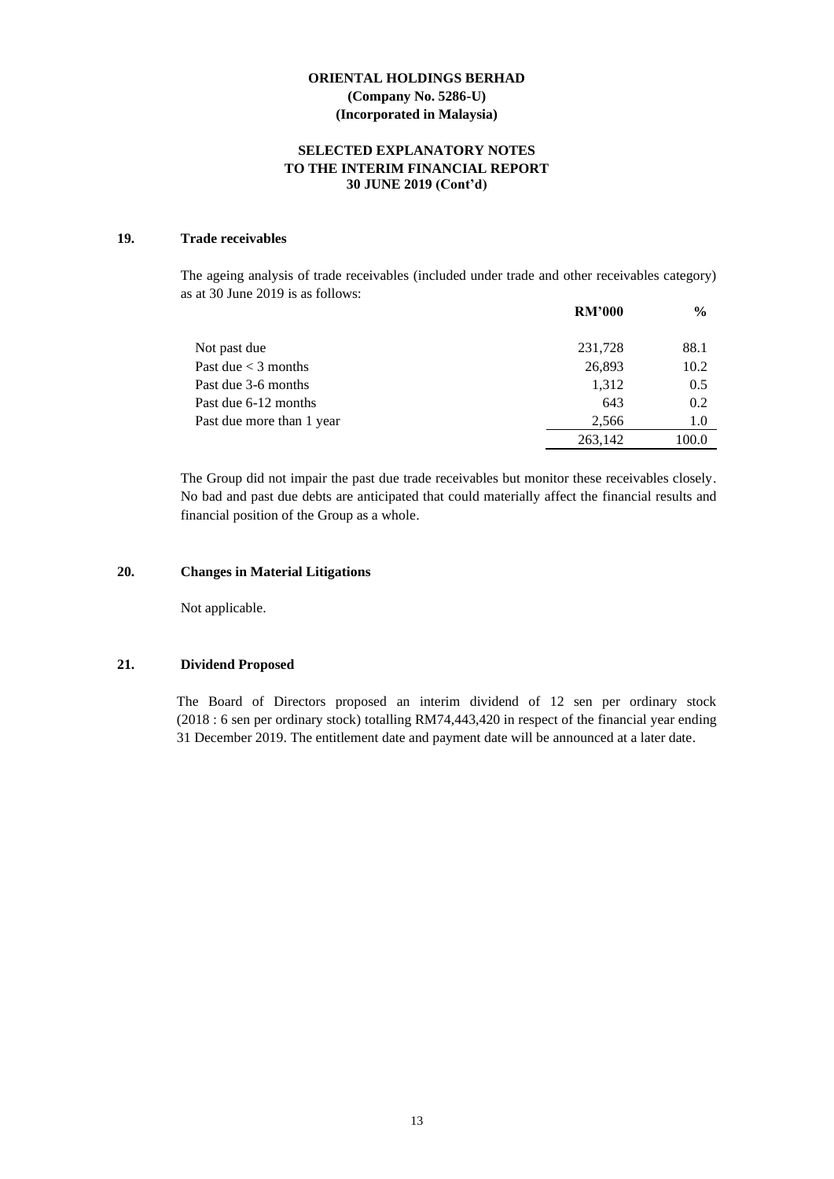**ORIENTAL HOLDINGS BERHAD**
**(Company No. 5286-U)**
**(Incorporated in Malaysia)**

**SELECTED EXPLANATORY NOTES TO THE INTERIM FINANCIAL REPORT 30 JUNE 2019 (Cont'd)**

## 19. Trade receivables

The ageing analysis of trade receivables (included under trade and other receivables category) as at 30 June 2019 is as follows:

| | **RM'000** | **%** |
|---|---|---|
| Not past due | 231,728 | 88.1 |
| Past due < 3 months | 26,893 | 10.2 |
| Past due 3-6 months | 1,312 | 0.5 |
| Past due 6-12 months | 643 | 0.2 |
| Past due more than 1 year | 2,566 | 1.0 |
| | 263,142 | 100.0 |

The Group did not impair the past due trade receivables but monitor these receivables closely. No bad and past due debts are anticipated that could materially affect the financial results and financial position of the Group as a whole.

## 20. Changes in Material Litigations

Not applicable.

## 21. Dividend Proposed

The Board of Directors proposed an interim dividend of 12 sen per ordinary stock (2018 : 6 sen per ordinary stock) totalling RM74,443,420 in respect of the financial year ending 31 December 2019. The entitlement date and payment date will be announced at a later date.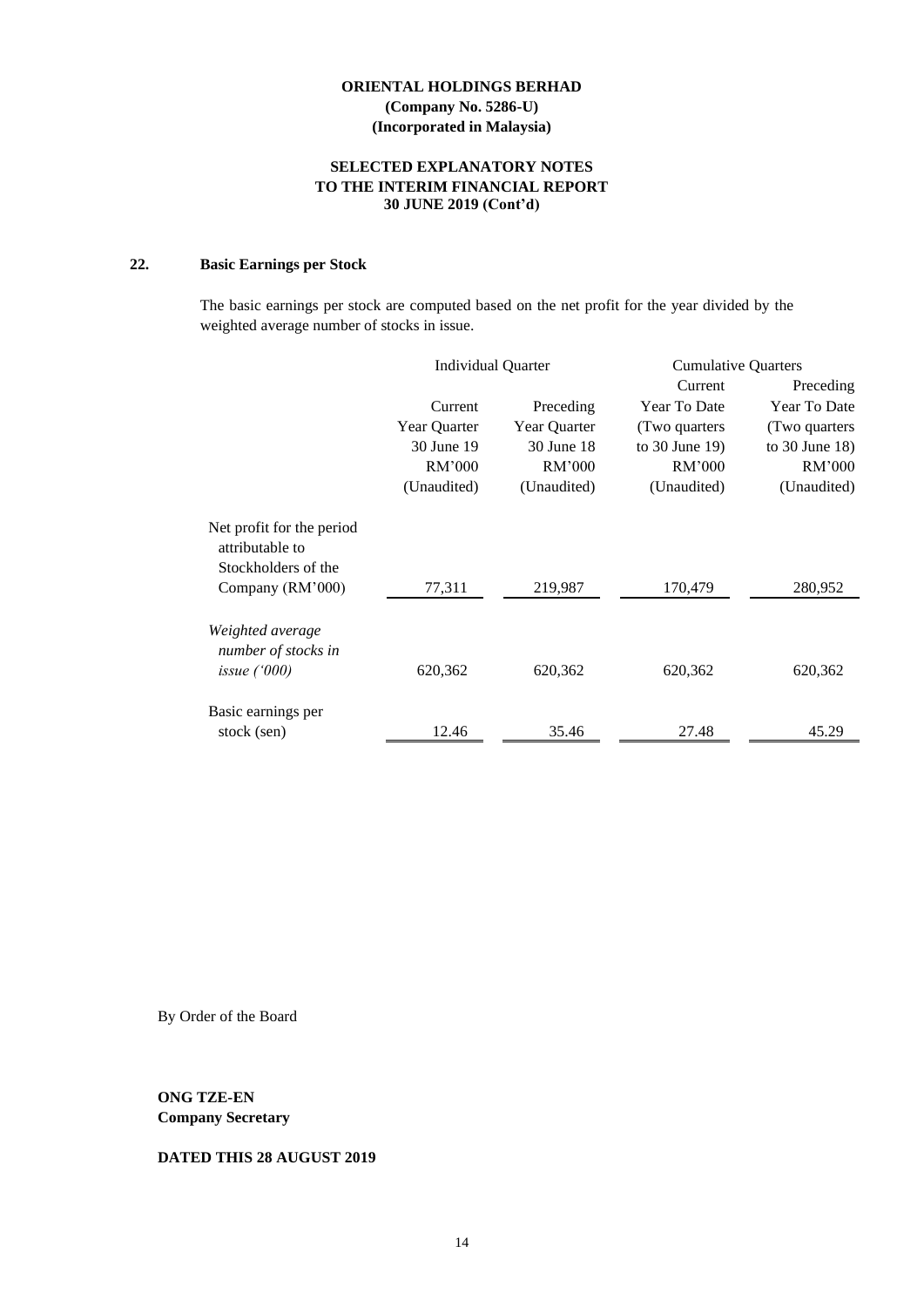**ORIENTAL HOLDINGS BERHAD**
**(Company No. 5286-U)**
**(Incorporated in Malaysia)**

**SELECTED EXPLANATORY NOTES**
**TO THE INTERIM FINANCIAL REPORT**
**30 JUNE 2019 (Cont'd)**

## 22. Basic Earnings per Stock

The basic earnings per stock are computed based on the net profit for the year divided by the weighted average number of stocks in issue.

| | Individual Quarter | | Cumulative Quarters | |
|---|---|---|---|---|
| | Current Year Quarter 30 June 19 RM'000 (Unaudited) | Preceding Year Quarter 30 June 18 RM'000 (Unaudited) | Current Year To Date (Two quarters to 30 June 19) RM'000 (Unaudited) | Preceding Year To Date (Two quarters to 30 June 18) RM'000 (Unaudited) |
| Net profit for the period attributable to Stockholders of the Company (RM'000) | 77,311 | 219,987 | 170,479 | 280,952 |
| *Weighted average number of stocks in issue ('000)* | 620,362 | 620,362 | 620,362 | 620,362 |
| Basic earnings per stock (sen) | 12.46 | 35.46 | 27.48 | 45.29 |

By Order of the Board

**ONG TZE-EN**
**Company Secretary**

**DATED THIS 28 AUGUST 2019**